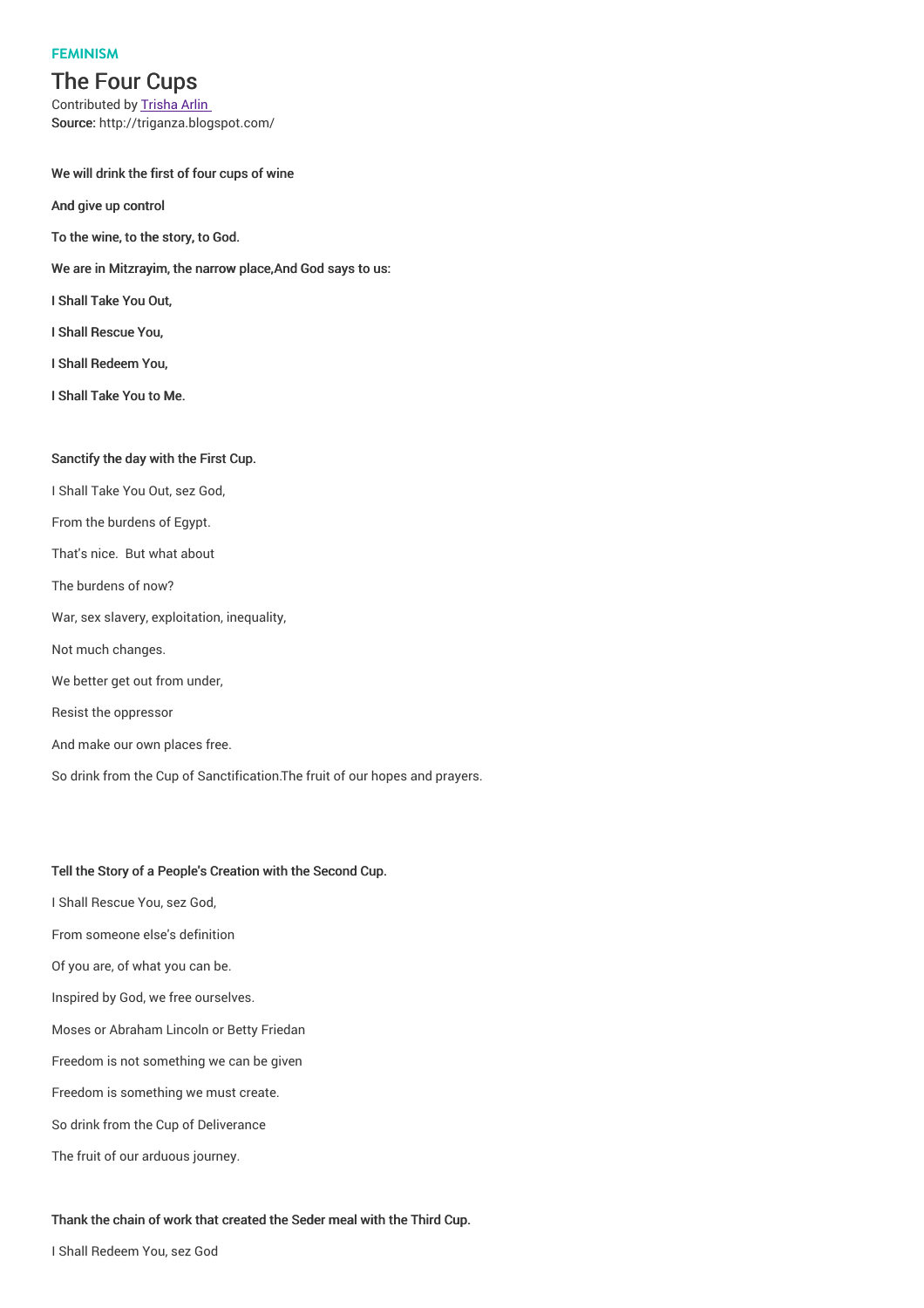FEMINISM

# The Four Cups

Contributed by Trisha Arlin
**Source:** http://triganza.blogspot.com/

**We will drink the first of four cups of wine**

**And give up control**

**To the wine, to the story, to God.**

**We are in Mitzrayim, the narrow place,And God says to us:**

**I Shall Take You Out,**

**I Shall Rescue You,**

**I Shall Redeem You,**

**I Shall Take You to Me.**

**Sanctify the day with the First Cup.**

I Shall Take You Out, sez God,

From the burdens of Egypt.

That's nice. But what about

The burdens of now?

War, sex slavery, exploitation, inequality,

Not much changes.

We better get out from under,

Resist the oppressor

And make our own places free.

So drink from the Cup of Sanctification.The fruit of our hopes and prayers.

**Tell the Story of a People's Creation with the Second Cup.**

I Shall Rescue You, sez God,

From someone else's definition

Of you are, of what you can be.

Inspired by God, we free ourselves.

Moses or Abraham Lincoln or Betty Friedan

Freedom is not something we can be given

Freedom is something we must create.

So drink from the Cup of Deliverance

The fruit of our arduous journey.

**Thank the chain of work that created the Seder meal with the Third Cup.**

I Shall Redeem You, sez God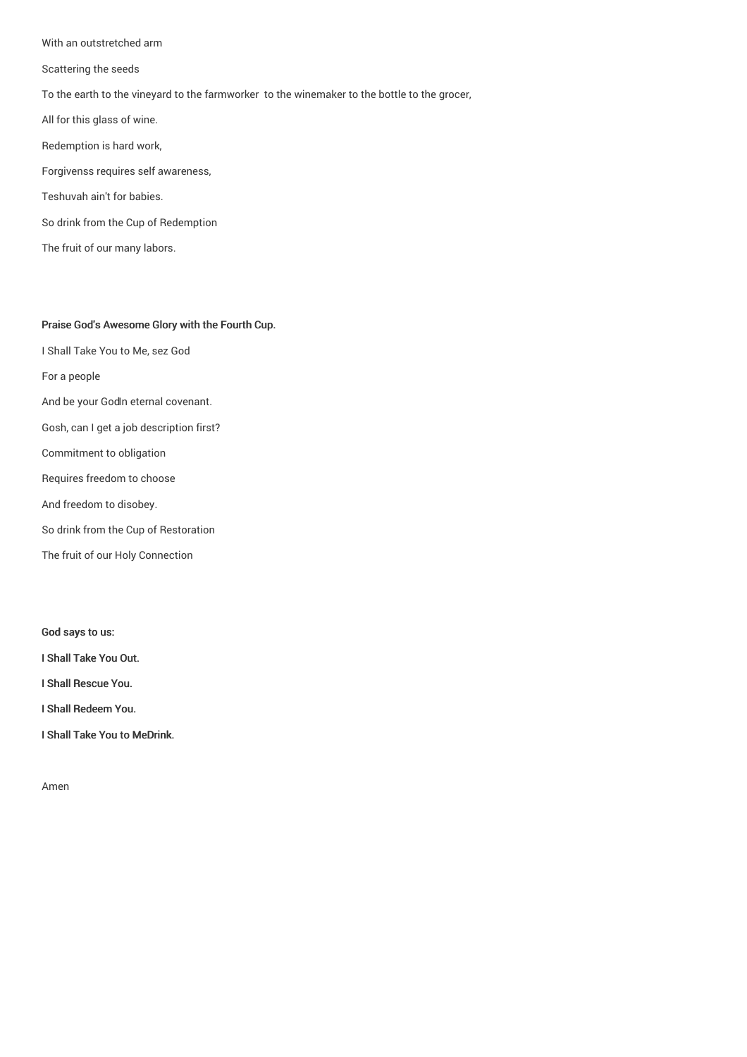With an outstretched arm

Scattering the seeds

To the earth to the vineyard to the farmworker  to the winemaker to the bottle to the grocer,

All for this glass of wine.

Redemption is hard work,

Forgivenss requires self awareness,

Teshuvah ain't for babies.

So drink from the Cup of Redemption

The fruit of our many labors.

**Praise God's Awesome Glory with the Fourth Cup.**

I Shall Take You to Me, sez God

For a people

And be your GodIn eternal covenant.

Gosh, can I get a job description first?

Commitment to obligation

Requires freedom to choose

And freedom to disobey.

So drink from the Cup of Restoration

The fruit of our Holy Connection

**God says to us:**

**I Shall Take You Out.**

**I Shall Rescue You.**

**I Shall Redeem You.**

**I Shall Take You to MeDrink.**

Amen